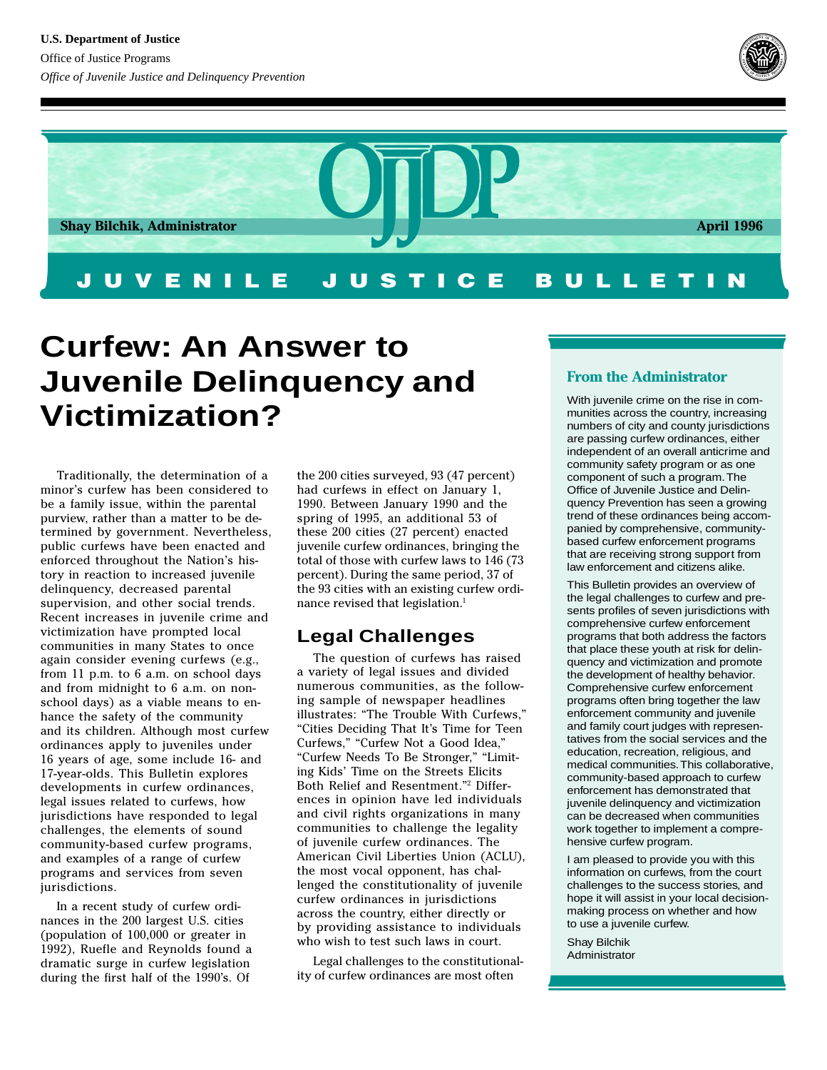U.S. Department of Justice

Office of Justice Programs

*Office of Juvenile Justice and Delinquency Prevention*

OJJDP

**Shay Bilchik, Administrator** **April 1996**

JUVENILE JUSTICE BULLETIN

# Curfew: An Answer to Juvenile Delinquency and Victimization?

Traditionally, the determination of a minor's curfew has been considered to be a family issue, within the parental purview, rather than a matter to be determined by government. Nevertheless, public curfews have been enacted and enforced throughout the Nation's history in reaction to increased juvenile delinquency, decreased parental supervision, and other social trends. Recent increases in juvenile crime and victimization have prompted local communities in many States to once again consider evening curfews (e.g., from 11 p.m. to 6 a.m. on school days and from midnight to 6 a.m. on nonschool days) as a viable means to enhance the safety of the community and its children. Although most curfew ordinances apply to juveniles under 16 years of age, some include 16- and 17-year-olds. This Bulletin explores developments in curfew ordinances, legal issues related to curfews, how jurisdictions have responded to legal challenges, the elements of sound community-based curfew programs, and examples of a range of curfew programs and services from seven jurisdictions.

In a recent study of curfew ordinances in the 200 largest U.S. cities (population of 100,000 or greater in 1992), Ruefle and Reynolds found a dramatic surge in curfew legislation during the first half of the 1990's. Of the 200 cities surveyed, 93 (47 percent) had curfews in effect on January 1, 1990. Between January 1990 and the spring of 1995, an additional 53 of these 200 cities (27 percent) enacted juvenile curfew ordinances, bringing the total of those with curfew laws to 146 (73 percent). During the same period, 37 of the 93 cities with an existing curfew ordinance revised that legislation.[1]

## Legal Challenges

The question of curfews has raised a variety of legal issues and divided numerous communities, as the following sample of newspaper headlines illustrates: "The Trouble With Curfews," "Cities Deciding That It's Time for Teen Curfews," "Curfew Not a Good Idea," "Curfew Needs To Be Stronger," "Limiting Kids' Time on the Streets Elicits Both Relief and Resentment."[2] Differences in opinion have led individuals and civil rights organizations in many communities to challenge the legality of juvenile curfew ordinances. The American Civil Liberties Union (ACLU), the most vocal opponent, has challenged the constitutionality of juvenile curfew ordinances in jurisdictions across the country, either directly or by providing assistance to individuals who wish to test such laws in court.

Legal challenges to the constitutionality of curfew ordinances are most often

### From the Administrator

With juvenile crime on the rise in communities across the country, increasing numbers of city and county jurisdictions are passing curfew ordinances, either independent of an overall anticrime and community safety program or as one component of such a program. The Office of Juvenile Justice and Delinquency Prevention has seen a growing trend of these ordinances being accompanied by comprehensive, community-based curfew enforcement programs that are receiving strong support from law enforcement and citizens alike.

This Bulletin provides an overview of the legal challenges to curfew and presents profiles of seven jurisdictions with comprehensive curfew enforcement programs that both address the factors that place these youth at risk for delinquency and victimization and promote the development of healthy behavior. Comprehensive curfew enforcement programs often bring together the law enforcement community and juvenile and family court judges with representatives from the social services and the education, recreation, religious, and medical communities. This collaborative, community-based approach to curfew enforcement has demonstrated that juvenile delinquency and victimization can be decreased when communities work together to implement a comprehensive curfew program.

I am pleased to provide you with this information on curfews, from the court challenges to the success stories, and hope it will assist in your local decisionmaking process on whether and how to use a juvenile curfew.

Shay Bilchik
Administrator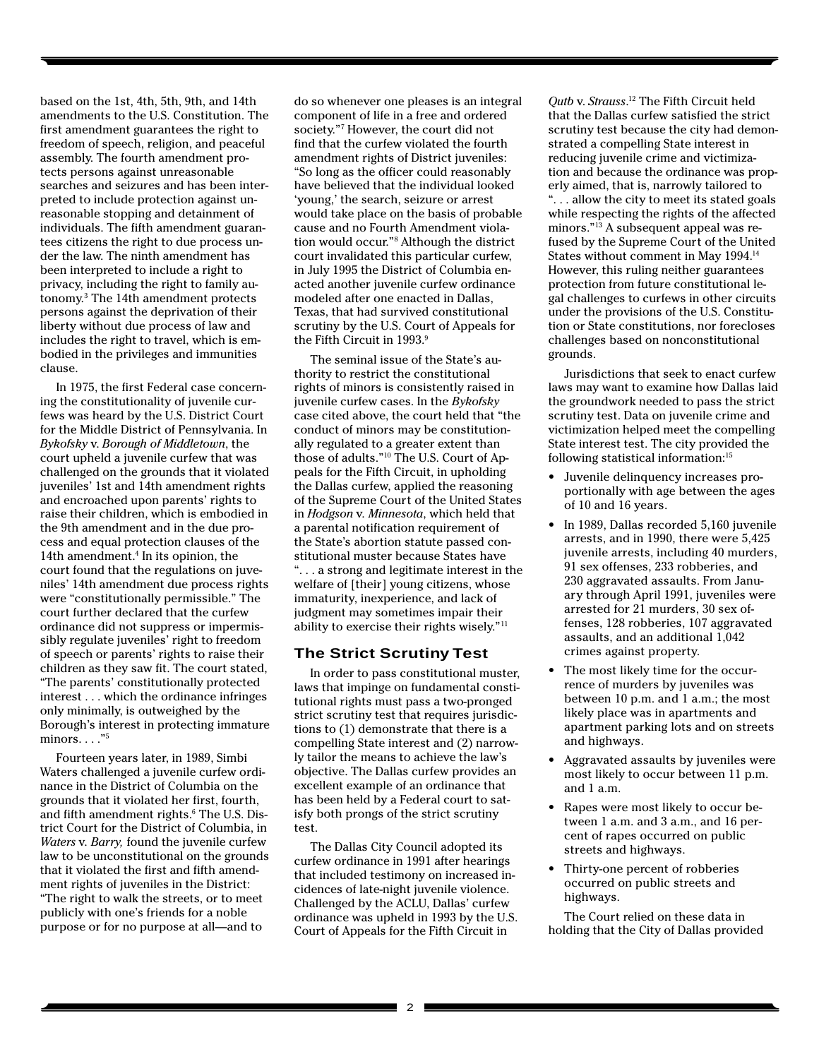based on the 1st, 4th, 5th, 9th, and 14th amendments to the U.S. Constitution. The first amendment guarantees the right to freedom of speech, religion, and peaceful assembly. The fourth amendment protects persons against unreasonable searches and seizures and has been interpreted to include protection against unreasonable stopping and detainment of individuals. The fifth amendment guarantees citizens the right to due process under the law. The ninth amendment has been interpreted to include a right to privacy, including the right to family autonomy.[3] The 14th amendment protects persons against the deprivation of their liberty without due process of law and includes the right to travel, which is embodied in the privileges and immunities clause.

In 1975, the first Federal case concerning the constitutionality of juvenile curfews was heard by the U.S. District Court for the Middle District of Pennsylvania. In *Bykofsky* v. *Borough of Middletown*, the court upheld a juvenile curfew that was challenged on the grounds that it violated juveniles' 1st and 14th amendment rights and encroached upon parents' rights to raise their children, which is embodied in the 9th amendment and in the due process and equal protection clauses of the 14th amendment.[4] In its opinion, the court found that the regulations on juveniles' 14th amendment due process rights were "constitutionally permissible." The court further declared that the curfew ordinance did not suppress or impermissibly regulate juveniles' right to freedom of speech or parents' rights to raise their children as they saw fit. The court stated, "The parents' constitutionally protected interest . . . which the ordinance infringes only minimally, is outweighed by the Borough's interest in protecting immature minors. . . ."[5]

Fourteen years later, in 1989, Simbi Waters challenged a juvenile curfew ordinance in the District of Columbia on the grounds that it violated her first, fourth, and fifth amendment rights.[6] The U.S. District Court for the District of Columbia, in *Waters* v. *Barry,* found the juvenile curfew law to be unconstitutional on the grounds that it violated the first and fifth amendment rights of juveniles in the District: "The right to walk the streets, or to meet publicly with one's friends for a noble purpose or for no purpose at all—and to do so whenever one pleases is an integral component of life in a free and ordered society."[7] However, the court did not find that the curfew violated the fourth amendment rights of District juveniles: "So long as the officer could reasonably have believed that the individual looked 'young,' the search, seizure or arrest would take place on the basis of probable cause and no Fourth Amendment violation would occur."[8] Although the district court invalidated this particular curfew, in July 1995 the District of Columbia enacted another juvenile curfew ordinance modeled after one enacted in Dallas, Texas, that had survived constitutional scrutiny by the U.S. Court of Appeals for the Fifth Circuit in 1993.[9]

The seminal issue of the State's authority to restrict the constitutional rights of minors is consistently raised in juvenile curfew cases. In the *Bykofsky* case cited above, the court held that "the conduct of minors may be constitutionally regulated to a greater extent than those of adults."[10] The U.S. Court of Appeals for the Fifth Circuit, in upholding the Dallas curfew, applied the reasoning of the Supreme Court of the United States in *Hodgson* v. *Minnesota,* which held that a parental notification requirement of the State's abortion statute passed constitutional muster because States have ". . . a strong and legitimate interest in the welfare of [their] young citizens, whose immaturity, inexperience, and lack of judgment may sometimes impair their ability to exercise their rights wisely."[11]

## The Strict Scrutiny Test

In order to pass constitutional muster, laws that impinge on fundamental constitutional rights must pass a two-pronged strict scrutiny test that requires jurisdictions to (1) demonstrate that there is a compelling State interest and (2) narrowly tailor the means to achieve the law's objective. The Dallas curfew provides an excellent example of an ordinance that has been held by a Federal court to satisfy both prongs of the strict scrutiny test.

The Dallas City Council adopted its curfew ordinance in 1991 after hearings that included testimony on increased incidences of late-night juvenile violence. Challenged by the ACLU, Dallas' curfew ordinance was upheld in 1993 by the U.S. Court of Appeals for the Fifth Circuit in *Qutb* v. *Strauss*.[12] The Fifth Circuit held that the Dallas curfew satisfied the strict scrutiny test because the city had demonstrated a compelling State interest in reducing juvenile crime and victimization and because the ordinance was properly aimed, that is, narrowly tailored to ". . . allow the city to meet its stated goals while respecting the rights of the affected minors."[13] A subsequent appeal was refused by the Supreme Court of the United States without comment in May 1994.[14] However, this ruling neither guarantees protection from future constitutional legal challenges to curfews in other circuits under the provisions of the U.S. Constitution or State constitutions, nor forecloses challenges based on nonconstitutional grounds.

Jurisdictions that seek to enact curfew laws may want to examine how Dallas laid the groundwork needed to pass the strict scrutiny test. Data on juvenile crime and victimization helped meet the compelling State interest test. The city provided the following statistical information:[15]

- Juvenile delinquency increases proportionally with age between the ages of 10 and 16 years.
- In 1989, Dallas recorded 5,160 juvenile arrests, and in 1990, there were 5,425 juvenile arrests, including 40 murders, 91 sex offenses, 233 robberies, and 230 aggravated assaults. From January through April 1991, juveniles were arrested for 21 murders, 30 sex offenses, 128 robberies, 107 aggravated assaults, and an additional 1,042 crimes against property.
- The most likely time for the occurrence of murders by juveniles was between 10 p.m. and 1 a.m.; the most likely place was in apartments and apartment parking lots and on streets and highways.
- Aggravated assaults by juveniles were most likely to occur between 11 p.m. and 1 a.m.
- Rapes were most likely to occur between 1 a.m. and 3 a.m., and 16 percent of rapes occurred on public streets and highways.
- Thirty-one percent of robberies occurred on public streets and highways.

The Court relied on these data in holding that the City of Dallas provided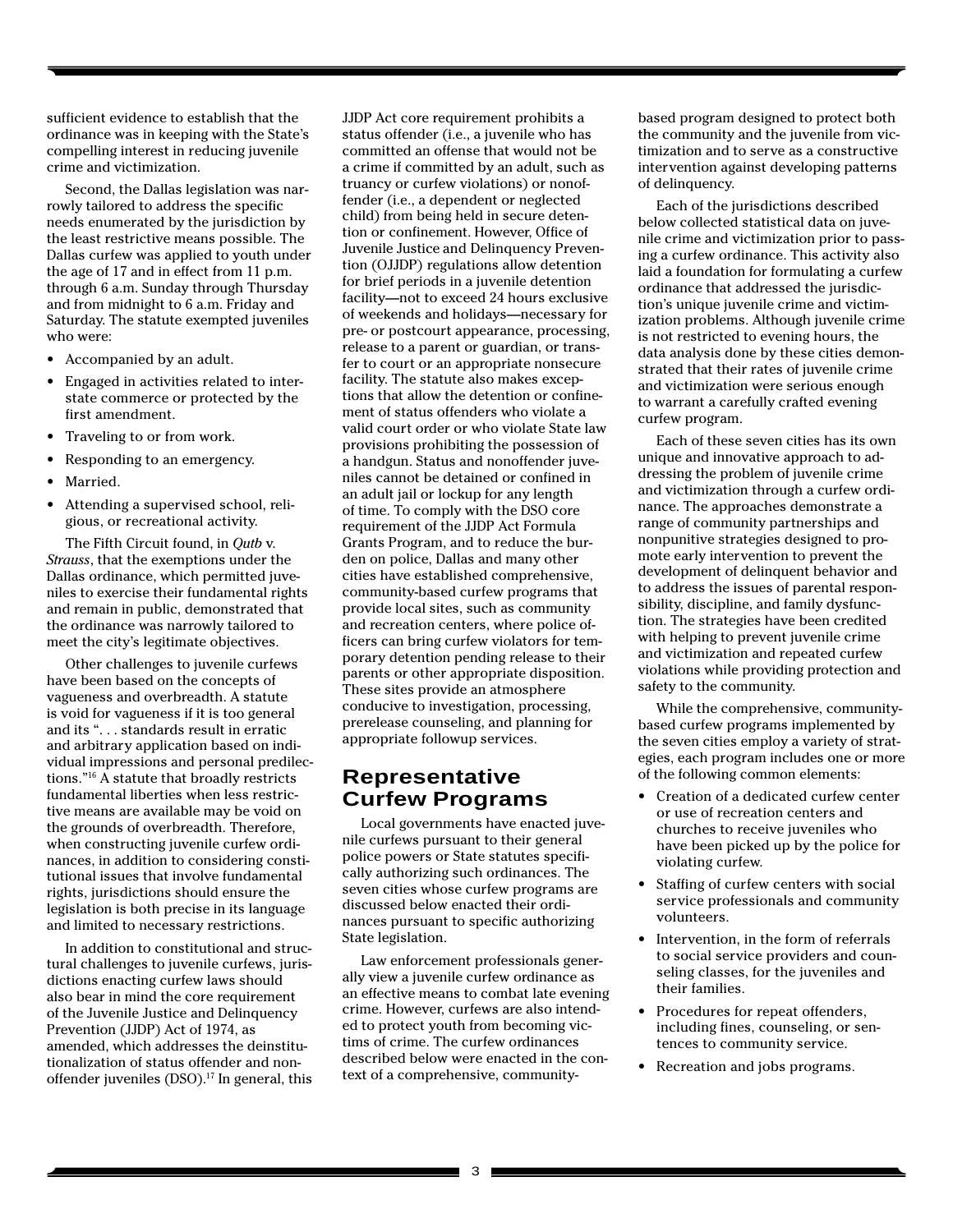sufficient evidence to establish that the ordinance was in keeping with the State's compelling interest in reducing juvenile crime and victimization.

Second, the Dallas legislation was narrowly tailored to address the specific needs enumerated by the jurisdiction by the least restrictive means possible. The Dallas curfew was applied to youth under the age of 17 and in effect from 11 p.m. through 6 a.m. Sunday through Thursday and from midnight to 6 a.m. Friday and Saturday. The statute exempted juveniles who were:

- Accompanied by an adult.
- Engaged in activities related to interstate commerce or protected by the first amendment.
- Traveling to or from work.
- Responding to an emergency.
- Married.
- Attending a supervised school, religious, or recreational activity.

The Fifth Circuit found, in *Qutb* v. *Strauss*, that the exemptions under the Dallas ordinance, which permitted juveniles to exercise their fundamental rights and remain in public, demonstrated that the ordinance was narrowly tailored to meet the city's legitimate objectives.

Other challenges to juvenile curfews have been based on the concepts of vagueness and overbreadth. A statute is void for vagueness if it is too general and its ". . . standards result in erratic and arbitrary application based on individual impressions and personal predilections."[16] A statute that broadly restricts fundamental liberties when less restrictive means are available may be void on the grounds of overbreadth. Therefore, when constructing juvenile curfew ordinances, in addition to considering constitutional issues that involve fundamental rights, jurisdictions should ensure the legislation is both precise in its language and limited to necessary restrictions.

In addition to constitutional and structural challenges to juvenile curfews, jurisdictions enacting curfew laws should also bear in mind the core requirement of the Juvenile Justice and Delinquency Prevention (JJDP) Act of 1974, as amended, which addresses the deinstitutionalization of status offender and nonoffender juveniles (DSO).[17] In general, this JJDP Act core requirement prohibits a status offender (i.e., a juvenile who has committed an offense that would not be a crime if committed by an adult, such as truancy or curfew violations) or nonoffender (i.e., a dependent or neglected child) from being held in secure detention or confinement. However, Office of Juvenile Justice and Delinquency Prevention (OJJDP) regulations allow detention for brief periods in a juvenile detention facility—not to exceed 24 hours exclusive of weekends and holidays—necessary for pre- or postcourt appearance, processing, release to a parent or guardian, or transfer to court or an appropriate nonsecure facility. The statute also makes exceptions that allow the detention or confinement of status offenders who violate a valid court order or who violate State law provisions prohibiting the possession of a handgun. Status and nonoffender juveniles cannot be detained or confined in an adult jail or lockup for any length of time. To comply with the DSO core requirement of the JJDP Act Formula Grants Program, and to reduce the burden on police, Dallas and many other cities have established comprehensive, community-based curfew programs that provide local sites, such as community and recreation centers, where police officers can bring curfew violators for temporary detention pending release to their parents or other appropriate disposition. These sites provide an atmosphere conducive to investigation, processing, prerelease counseling, and planning for appropriate followup services.

## Representative Curfew Programs

Local governments have enacted juvenile curfews pursuant to their general police powers or State statutes specifically authorizing such ordinances. The seven cities whose curfew programs are discussed below enacted their ordinances pursuant to specific authorizing State legislation.

Law enforcement professionals generally view a juvenile curfew ordinance as an effective means to combat late evening crime. However, curfews are also intended to protect youth from becoming victims of crime. The curfew ordinances described below were enacted in the context of a comprehensive, community-based program designed to protect both the community and the juvenile from victimization and to serve as a constructive intervention against developing patterns of delinquency.

Each of the jurisdictions described below collected statistical data on juvenile crime and victimization prior to passing a curfew ordinance. This activity also laid a foundation for formulating a curfew ordinance that addressed the jurisdiction's unique juvenile crime and victimization problems. Although juvenile crime is not restricted to evening hours, the data analysis done by these cities demonstrated that their rates of juvenile crime and victimization were serious enough to warrant a carefully crafted evening curfew program.

Each of these seven cities has its own unique and innovative approach to addressing the problem of juvenile crime and victimization through a curfew ordinance. The approaches demonstrate a range of community partnerships and nonpunitive strategies designed to promote early intervention to prevent the development of delinquent behavior and to address the issues of parental responsibility, discipline, and family dysfunction. The strategies have been credited with helping to prevent juvenile crime and victimization and repeated curfew violations while providing protection and safety to the community.

While the comprehensive, community-based curfew programs implemented by the seven cities employ a variety of strategies, each program includes one or more of the following common elements:

- Creation of a dedicated curfew center or use of recreation centers and churches to receive juveniles who have been picked up by the police for violating curfew.
- Staffing of curfew centers with social service professionals and community volunteers.
- Intervention, in the form of referrals to social service providers and counseling classes, for the juveniles and their families.
- Procedures for repeat offenders, including fines, counseling, or sentences to community service.
- Recreation and jobs programs.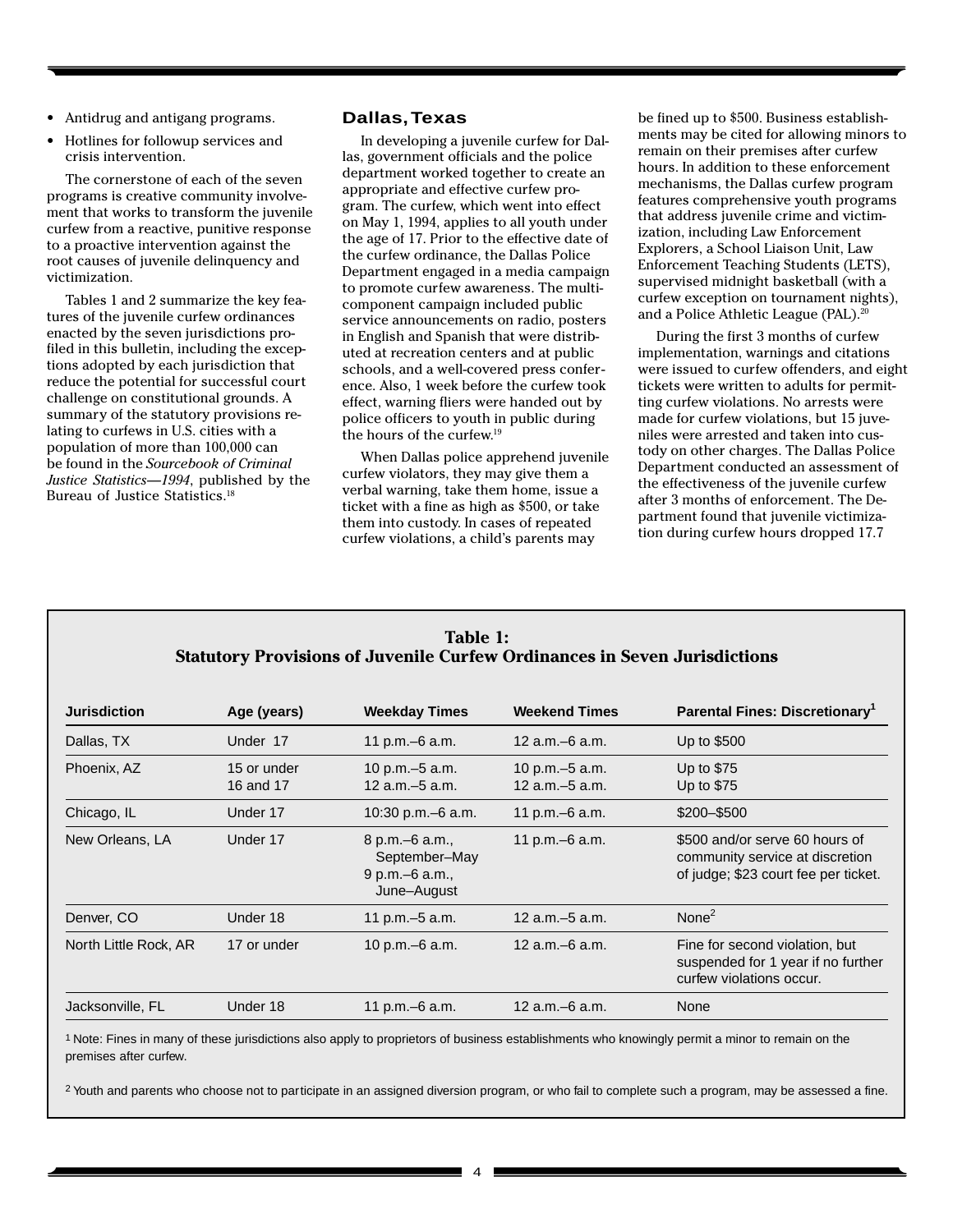- Antidrug and antigang programs.
- Hotlines for followup services and crisis intervention.

The cornerstone of each of the seven programs is creative community involvement that works to transform the juvenile curfew from a reactive, punitive response to a proactive intervention against the root causes of juvenile delinquency and victimization.

Tables 1 and 2 summarize the key features of the juvenile curfew ordinances enacted by the seven jurisdictions profiled in this bulletin, including the exceptions adopted by each jurisdiction that reduce the potential for successful court challenge on constitutional grounds. A summary of the statutory provisions relating to curfews in U.S. cities with a population of more than 100,000 can be found in the *Sourcebook of Criminal Justice Statistics—1994*, published by the Bureau of Justice Statistics.[18]

## Dallas, Texas

In developing a juvenile curfew for Dallas, government officials and the police department worked together to create an appropriate and effective curfew program. The curfew, which went into effect on May 1, 1994, applies to all youth under the age of 17. Prior to the effective date of the curfew ordinance, the Dallas Police Department engaged in a media campaign to promote curfew awareness. The multicomponent campaign included public service announcements on radio, posters in English and Spanish that were distributed at recreation centers and at public schools, and a well-covered press conference. Also, 1 week before the curfew took effect, warning fliers were handed out by police officers to youth in public during the hours of the curfew.[19]

When Dallas police apprehend juvenile curfew violators, they may give them a verbal warning, take them home, issue a ticket with a fine as high as $500, or take them into custody. In cases of repeated curfew violations, a child's parents may be fined up to $500. Business establishments may be cited for allowing minors to remain on their premises after curfew hours. In addition to these enforcement mechanisms, the Dallas curfew program features comprehensive youth programs that address juvenile crime and victimization, including Law Enforcement Explorers, a School Liaison Unit, Law Enforcement Teaching Students (LETS), supervised midnight basketball (with a curfew exception on tournament nights), and a Police Athletic League (PAL).[20]

During the first 3 months of curfew implementation, warnings and citations were issued to curfew offenders, and eight tickets were written to adults for permitting curfew violations. No arrests were made for curfew violations, but 15 juveniles were arrested and taken into custody on other charges. The Dallas Police Department conducted an assessment of the effectiveness of the juvenile curfew after 3 months of enforcement. The Department found that juvenile victimization during curfew hours dropped 17.7

**Table 1: Statutory Provisions of Juvenile Curfew Ordinances in Seven Jurisdictions**

| Jurisdiction | Age (years) | Weekday Times | Weekend Times | Parental Fines: Discretionary[1] |
|---|---|---|---|---|
| Dallas, TX | Under 17 | 11 p.m.–6 a.m. | 12 a.m.–6 a.m. | Up to $500 |
| Phoenix, AZ | 15 or under<br>16 and 17 | 10 p.m.–5 a.m.<br>12 a.m.–5 a.m. | 10 p.m.–5 a.m.<br>12 a.m.–5 a.m. | Up to $75<br>Up to $75 |
| Chicago, IL | Under 17 | 10:30 p.m.–6 a.m. | 11 p.m.–6 a.m. | $200–$500 |
| New Orleans, LA | Under 17 | 8 p.m.–6 a.m., September–May<br>9 p.m.–6 a.m., June–August | 11 p.m.–6 a.m. | $500 and/or serve 60 hours of community service at discretion of judge; $23 court fee per ticket. |
| Denver, CO | Under 18 | 11 p.m.–5 a.m. | 12 a.m.–5 a.m. | None[2] |
| North Little Rock, AR | 17 or under | 10 p.m.–6 a.m. | 12 a.m.–6 a.m. | Fine for second violation, but suspended for 1 year if no further curfew violations occur. |
| Jacksonville, FL | Under 18 | 11 p.m.–6 a.m. | 12 a.m.–6 a.m. | None |

[1] Note: Fines in many of these jurisdictions also apply to proprietors of business establishments who knowingly permit a minor to remain on the premises after curfew.

[2] Youth and parents who choose not to participate in an assigned diversion program, or who fail to complete such a program, may be assessed a fine.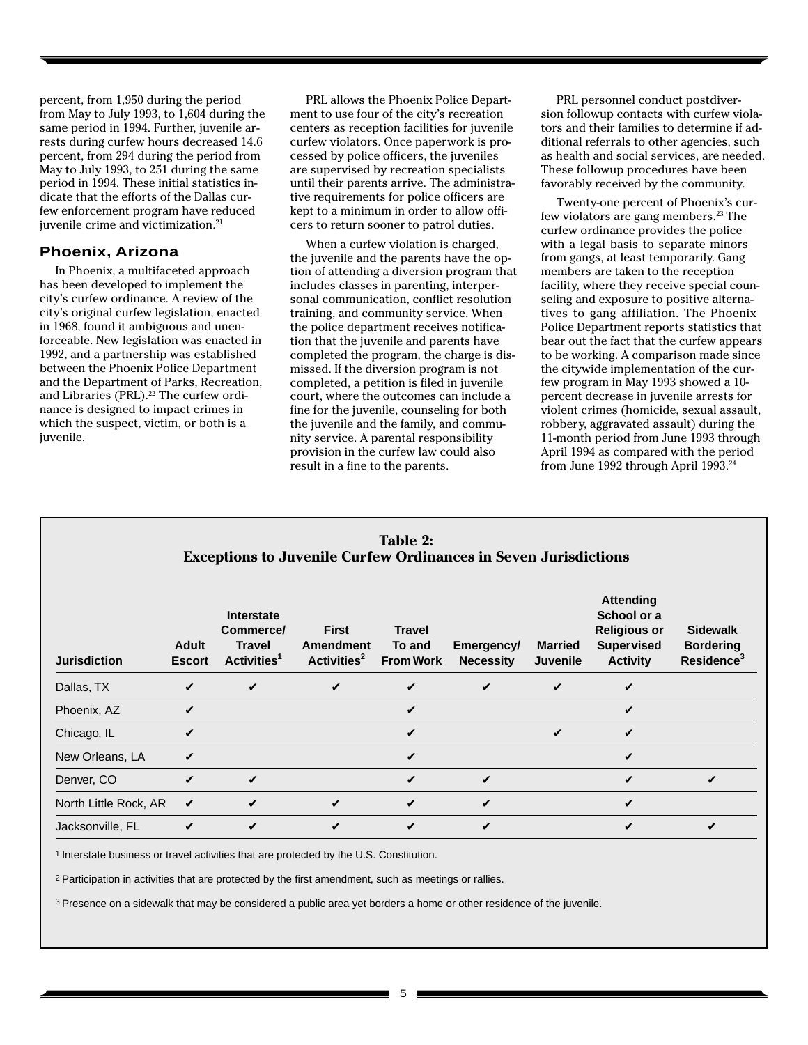percent, from 1,950 during the period from May to July 1993, to 1,604 during the same period in 1994. Further, juvenile arrests during curfew hours decreased 14.6 percent, from 294 during the period from May to July 1993, to 251 during the same period in 1994. These initial statistics indicate that the efforts of the Dallas curfew enforcement program have reduced juvenile crime and victimization.[21]

## Phoenix, Arizona

In Phoenix, a multifaceted approach has been developed to implement the city's curfew ordinance. A review of the city's original curfew legislation, enacted in 1968, found it ambiguous and unenforceable. New legislation was enacted in 1992, and a partnership was established between the Phoenix Police Department and the Department of Parks, Recreation, and Libraries (PRL).[22] The curfew ordinance is designed to impact crimes in which the suspect, victim, or both is a juvenile.

PRL allows the Phoenix Police Department to use four of the city's recreation centers as reception facilities for juvenile curfew violators. Once paperwork is processed by police officers, the juveniles are supervised by recreation specialists until their parents arrive. The administrative requirements for police officers are kept to a minimum in order to allow officers to return sooner to patrol duties.

When a curfew violation is charged, the juvenile and the parents have the option of attending a diversion program that includes classes in parenting, interpersonal communication, conflict resolution training, and community service. When the police department receives notification that the juvenile and parents have completed the program, the charge is dismissed. If the diversion program is not completed, a petition is filed in juvenile court, where the outcomes can include a fine for the juvenile, counseling for both the juvenile and the family, and community service. A parental responsibility provision in the curfew law could also result in a fine to the parents.

PRL personnel conduct postdiversion followup contacts with curfew violators and their families to determine if additional referrals to other agencies, such as health and social services, are needed. These followup procedures have been favorably received by the community.

Twenty-one percent of Phoenix's curfew violators are gang members.[23] The curfew ordinance provides the police with a legal basis to separate minors from gangs, at least temporarily. Gang members are taken to the reception facility, where they receive special counseling and exposure to positive alternatives to gang affiliation. The Phoenix Police Department reports statistics that bear out the fact that the curfew appears to be working. A comparison made since the citywide implementation of the curfew program in May 1993 showed a 10-percent decrease in juvenile arrests for violent crimes (homicide, sexual assault, robbery, aggravated assault) during the 11-month period from June 1993 through April 1994 as compared with the period from June 1992 through April 1993.[24]

**Table 2: Exceptions to Juvenile Curfew Ordinances in Seven Jurisdictions**

| Jurisdiction | Adult Escort | Interstate Commerce/ Travel Activities[1] | First Amendment Activities[2] | Travel To and From Work | Emergency/ Necessity | Married Juvenile | Attending School or a Religious or Supervised Activity | Sidewalk Bordering Residence[3] |
|---|---|---|---|---|---|---|---|---|
| Dallas, TX | ✔ | ✔ | ✔ | ✔ | ✔ | ✔ | ✔ | |
| Phoenix, AZ | ✔ | | | ✔ | | | ✔ | |
| Chicago, IL | ✔ | | | ✔ | | ✔ | ✔ | |
| New Orleans, LA | ✔ | | | ✔ | | | ✔ | |
| Denver, CO | ✔ | ✔ | | ✔ | ✔ | | ✔ | ✔ |
| North Little Rock, AR | ✔ | ✔ | ✔ | ✔ | ✔ | | ✔ | |
| Jacksonville, FL | ✔ | ✔ | ✔ | ✔ | ✔ | | ✔ | ✔ |

1 Interstate business or travel activities that are protected by the U.S. Constitution.

2 Participation in activities that are protected by the first amendment, such as meetings or rallies.

3 Presence on a sidewalk that may be considered a public area yet borders a home or other residence of the juvenile.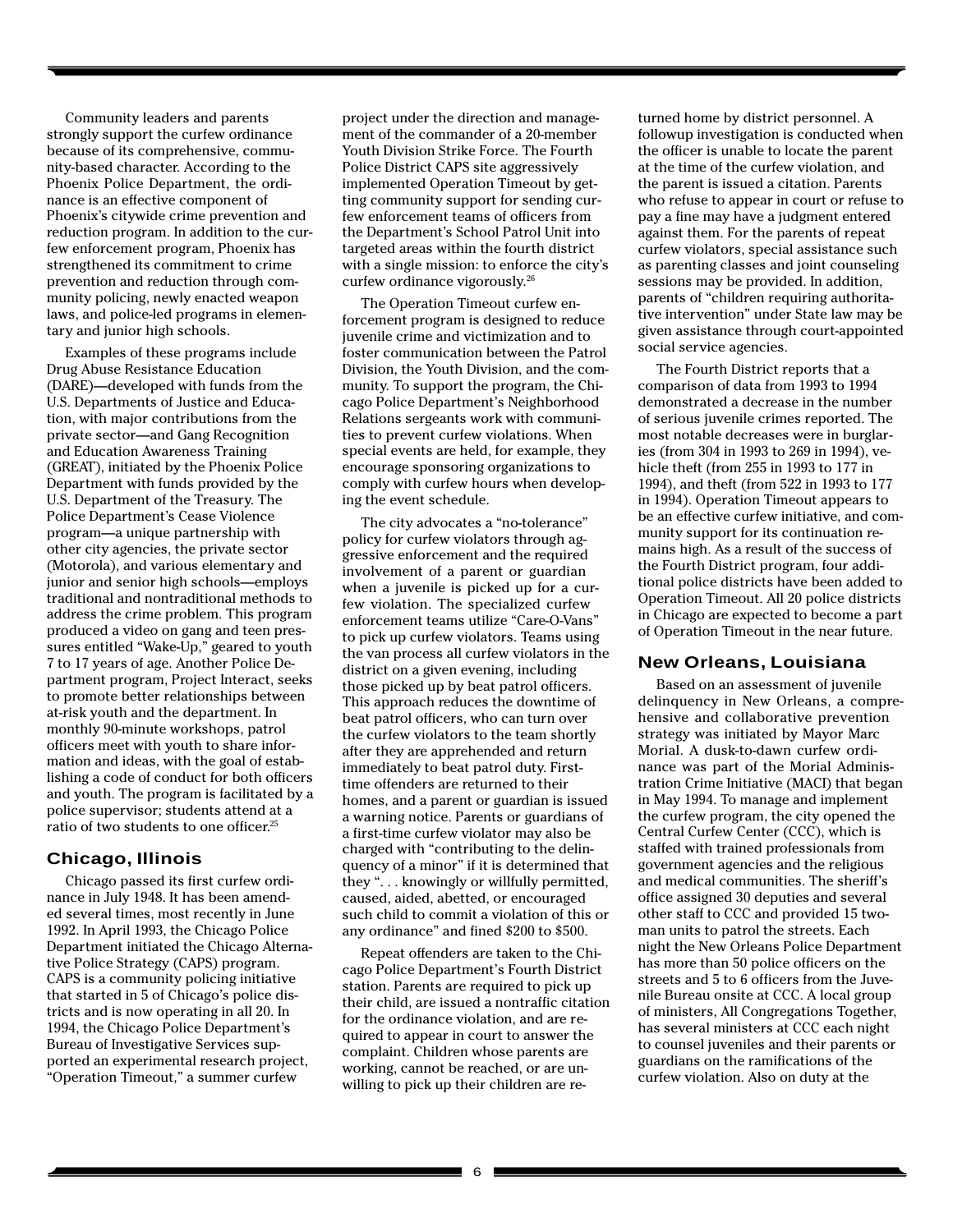Community leaders and parents strongly support the curfew ordinance because of its comprehensive, community-based character. According to the Phoenix Police Department, the ordinance is an effective component of Phoenix's citywide crime prevention and reduction program. In addition to the curfew enforcement program, Phoenix has strengthened its commitment to crime prevention and reduction through community policing, newly enacted weapon laws, and police-led programs in elementary and junior high schools.

Examples of these programs include Drug Abuse Resistance Education (DARE)—developed with funds from the U.S. Departments of Justice and Education, with major contributions from the private sector—and Gang Recognition and Education Awareness Training (GREAT), initiated by the Phoenix Police Department with funds provided by the U.S. Department of the Treasury. The Police Department's Cease Violence program—a unique partnership with other city agencies, the private sector (Motorola), and various elementary and junior and senior high schools—employs traditional and nontraditional methods to address the crime problem. This program produced a video on gang and teen pressures entitled "Wake-Up," geared to youth 7 to 17 years of age. Another Police Department program, Project Interact, seeks to promote better relationships between at-risk youth and the department. In monthly 90-minute workshops, patrol officers meet with youth to share information and ideas, with the goal of establishing a code of conduct for both officers and youth. The program is facilitated by a police supervisor; students attend at a ratio of two students to one officer.[25]

## Chicago, Illinois

Chicago passed its first curfew ordinance in July 1948. It has been amended several times, most recently in June 1992. In April 1993, the Chicago Police Department initiated the Chicago Alternative Police Strategy (CAPS) program. CAPS is a community policing initiative that started in 5 of Chicago's police districts and is now operating in all 20. In 1994, the Chicago Police Department's Bureau of Investigative Services supported an experimental research project, "Operation Timeout," a summer curfew project under the direction and management of the commander of a 20-member Youth Division Strike Force. The Fourth Police District CAPS site aggressively implemented Operation Timeout by getting community support for sending curfew enforcement teams of officers from the Department's School Patrol Unit into targeted areas within the fourth district with a single mission: to enforce the city's curfew ordinance vigorously.[26]

The Operation Timeout curfew enforcement program is designed to reduce juvenile crime and victimization and to foster communication between the Patrol Division, the Youth Division, and the community. To support the program, the Chicago Police Department's Neighborhood Relations sergeants work with communities to prevent curfew violations. When special events are held, for example, they encourage sponsoring organizations to comply with curfew hours when developing the event schedule.

The city advocates a "no-tolerance" policy for curfew violators through aggressive enforcement and the required involvement of a parent or guardian when a juvenile is picked up for a curfew violation. The specialized curfew enforcement teams utilize "Care-O-Vans" to pick up curfew violators. Teams using the van process all curfew violators in the district on a given evening, including those picked up by beat patrol officers. This approach reduces the downtime of beat patrol officers, who can turn over the curfew violators to the team shortly after they are apprehended and return immediately to beat patrol duty. First-time offenders are returned to their homes, and a parent or guardian is issued a warning notice. Parents or guardians of a first-time curfew violator may also be charged with "contributing to the delinquency of a minor" if it is determined that they ". . . knowingly or willfully permitted, caused, aided, abetted, or encouraged such child to commit a violation of this or any ordinance" and fined $200 to $500.

Repeat offenders are taken to the Chicago Police Department's Fourth District station. Parents are required to pick up their child, are issued a nontraffic citation for the ordinance violation, and are required to appear in court to answer the complaint. Children whose parents are working, cannot be reached, or are unwilling to pick up their children are returned home by district personnel. A followup investigation is conducted when the officer is unable to locate the parent at the time of the curfew violation, and the parent is issued a citation. Parents who refuse to appear in court or refuse to pay a fine may have a judgment entered against them. For the parents of repeat curfew violators, special assistance such as parenting classes and joint counseling sessions may be provided. In addition, parents of "children requiring authoritative intervention" under State law may be given assistance through court-appointed social service agencies.

The Fourth District reports that a comparison of data from 1993 to 1994 demonstrated a decrease in the number of serious juvenile crimes reported. The most notable decreases were in burglaries (from 304 in 1993 to 269 in 1994), vehicle theft (from 255 in 1993 to 177 in 1994), and theft (from 522 in 1993 to 177 in 1994). Operation Timeout appears to be an effective curfew initiative, and community support for its continuation remains high. As a result of the success of the Fourth District program, four additional police districts have been added to Operation Timeout. All 20 police districts in Chicago are expected to become a part of Operation Timeout in the near future.

## New Orleans, Louisiana

Based on an assessment of juvenile delinquency in New Orleans, a comprehensive and collaborative prevention strategy was initiated by Mayor Marc Morial. A dusk-to-dawn curfew ordinance was part of the Morial Administration Crime Initiative (MACI) that began in May 1994. To manage and implement the curfew program, the city opened the Central Curfew Center (CCC), which is staffed with trained professionals from government agencies and the religious and medical communities. The sheriff's office assigned 30 deputies and several other staff to CCC and provided 15 two-man units to patrol the streets. Each night the New Orleans Police Department has more than 50 police officers on the streets and 5 to 6 officers from the Juvenile Bureau onsite at CCC. A local group of ministers, All Congregations Together, has several ministers at CCC each night to counsel juveniles and their parents or guardians on the ramifications of the curfew violation. Also on duty at the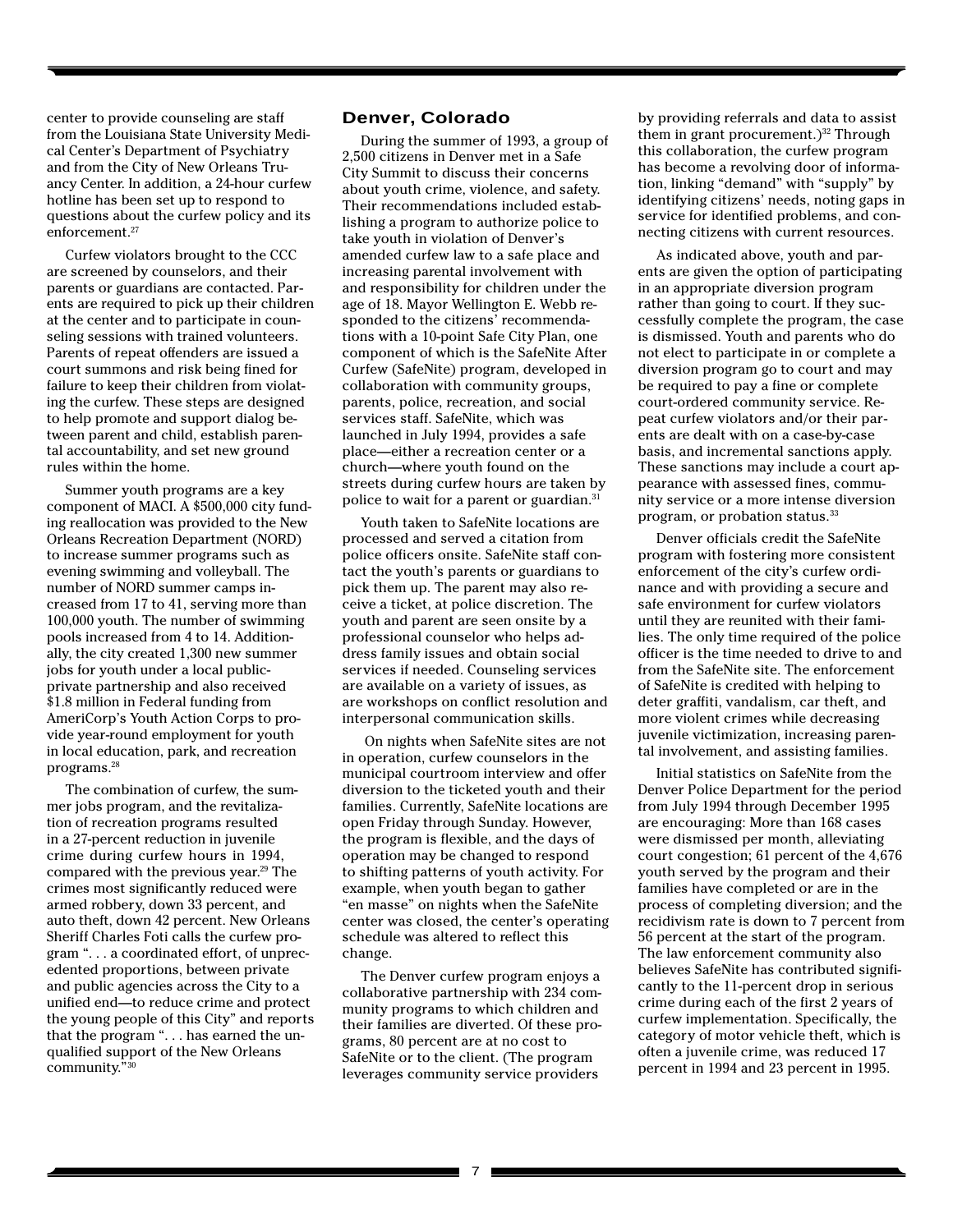center to provide counseling are staff from the Louisiana State University Medical Center's Department of Psychiatry and from the City of New Orleans Truancy Center. In addition, a 24-hour curfew hotline has been set up to respond to questions about the curfew policy and its enforcement.[27]

Curfew violators brought to the CCC are screened by counselors, and their parents or guardians are contacted. Parents are required to pick up their children at the center and to participate in counseling sessions with trained volunteers. Parents of repeat offenders are issued a court summons and risk being fined for failure to keep their children from violating the curfew. These steps are designed to help promote and support dialog between parent and child, establish parental accountability, and set new ground rules within the home.

Summer youth programs are a key component of MACI. A $500,000 city funding reallocation was provided to the New Orleans Recreation Department (NORD) to increase summer programs such as evening swimming and volleyball. The number of NORD summer camps increased from 17 to 41, serving more than 100,000 youth. The number of swimming pools increased from 4 to 14. Additionally, the city created 1,300 new summer jobs for youth under a local public-private partnership and also received $1.8 million in Federal funding from AmeriCorp's Youth Action Corps to provide year-round employment for youth in local education, park, and recreation programs.[28]

The combination of curfew, the summer jobs program, and the revitalization of recreation programs resulted in a 27-percent reduction in juvenile crime during curfew hours in 1994, compared with the previous year.[29] The crimes most significantly reduced were armed robbery, down 33 percent, and auto theft, down 42 percent. New Orleans Sheriff Charles Foti calls the curfew program ". . . a coordinated effort, of unprecedented proportions, between private and public agencies across the City to a unified end—to reduce crime and protect the young people of this City" and reports that the program ". . . has earned the unqualified support of the New Orleans community."[30]

## Denver, Colorado

During the summer of 1993, a group of 2,500 citizens in Denver met in a Safe City Summit to discuss their concerns about youth crime, violence, and safety. Their recommendations included establishing a program to authorize police to take youth in violation of Denver's amended curfew law to a safe place and increasing parental involvement with and responsibility for children under the age of 18. Mayor Wellington E. Webb responded to the citizens' recommendations with a 10-point Safe City Plan, one component of which is the SafeNite After Curfew (SafeNite) program, developed in collaboration with community groups, parents, police, recreation, and social services staff. SafeNite, which was launched in July 1994, provides a safe place—either a recreation center or a church—where youth found on the streets during curfew hours are taken by police to wait for a parent or guardian.[31]

Youth taken to SafeNite locations are processed and served a citation from police officers onsite. SafeNite staff contact the youth's parents or guardians to pick them up. The parent may also receive a ticket, at police discretion. The youth and parent are seen onsite by a professional counselor who helps address family issues and obtain social services if needed. Counseling services are available on a variety of issues, as are workshops on conflict resolution and interpersonal communication skills.

On nights when SafeNite sites are not in operation, curfew counselors in the municipal courtroom interview and offer diversion to the ticketed youth and their families. Currently, SafeNite locations are open Friday through Sunday. However, the program is flexible, and the days of operation may be changed to respond to shifting patterns of youth activity. For example, when youth began to gather "en masse" on nights when the SafeNite center was closed, the center's operating schedule was altered to reflect this change.

The Denver curfew program enjoys a collaborative partnership with 234 community programs to which children and their families are diverted. Of these programs, 80 percent are at no cost to SafeNite or to the client. (The program leverages community service providers by providing referrals and data to assist them in grant procurement.)[32] Through this collaboration, the curfew program has become a revolving door of information, linking "demand" with "supply" by identifying citizens' needs, noting gaps in service for identified problems, and connecting citizens with current resources.

As indicated above, youth and parents are given the option of participating in an appropriate diversion program rather than going to court. If they successfully complete the program, the case is dismissed. Youth and parents who do not elect to participate in or complete a diversion program go to court and may be required to pay a fine or complete court-ordered community service. Repeat curfew violators and/or their parents are dealt with on a case-by-case basis, and incremental sanctions apply. These sanctions may include a court appearance with assessed fines, community service or a more intense diversion program, or probation status.[33]

Denver officials credit the SafeNite program with fostering more consistent enforcement of the city's curfew ordinance and with providing a secure and safe environment for curfew violators until they are reunited with their families. The only time required of the police officer is the time needed to drive to and from the SafeNite site. The enforcement of SafeNite is credited with helping to deter graffiti, vandalism, car theft, and more violent crimes while decreasing juvenile victimization, increasing parental involvement, and assisting families.

Initial statistics on SafeNite from the Denver Police Department for the period from July 1994 through December 1995 are encouraging: More than 168 cases were dismissed per month, alleviating court congestion; 61 percent of the 4,676 youth served by the program and their families have completed or are in the process of completing diversion; and the recidivism rate is down to 7 percent from 56 percent at the start of the program. The law enforcement community also believes SafeNite has contributed significantly to the 11-percent drop in serious crime during each of the first 2 years of curfew implementation. Specifically, the category of motor vehicle theft, which is often a juvenile crime, was reduced 17 percent in 1994 and 23 percent in 1995.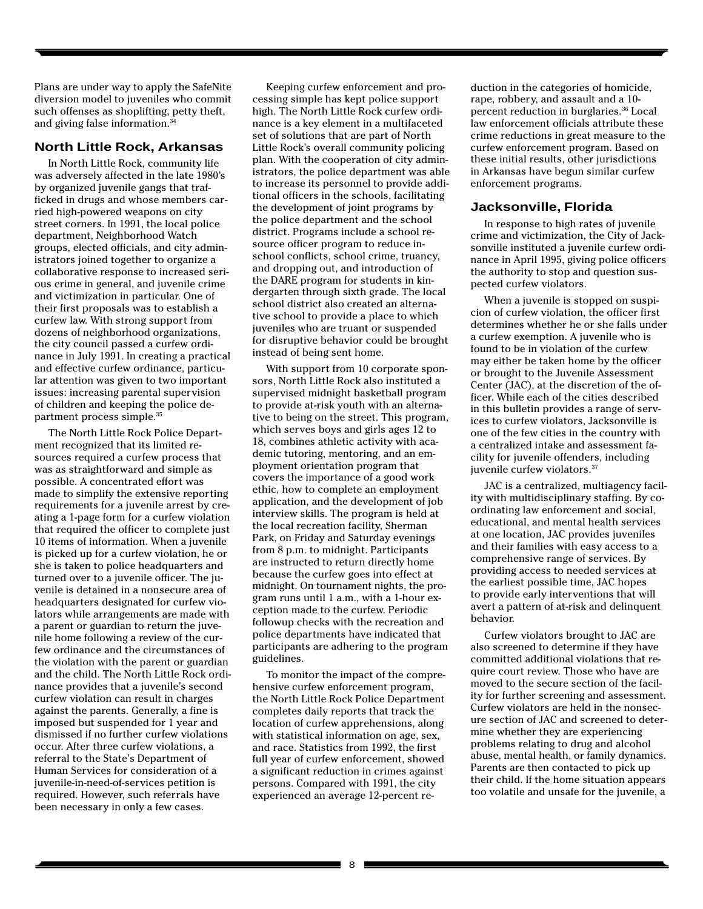Plans are under way to apply the SafeNite diversion model to juveniles who commit such offenses as shoplifting, petty theft, and giving false information.[34]

## North Little Rock, Arkansas

In North Little Rock, community life was adversely affected in the late 1980's by organized juvenile gangs that trafficked in drugs and whose members carried high-powered weapons on city street corners. In 1991, the local police department, Neighborhood Watch groups, elected officials, and city administrators joined together to organize a collaborative response to increased serious crime in general, and juvenile crime and victimization in particular. One of their first proposals was to establish a curfew law. With strong support from dozens of neighborhood organizations, the city council passed a curfew ordinance in July 1991. In creating a practical and effective curfew ordinance, particular attention was given to two important issues: increasing parental supervision of children and keeping the police department process simple.[35]

The North Little Rock Police Department recognized that its limited resources required a curfew process that was as straightforward and simple as possible. A concentrated effort was made to simplify the extensive reporting requirements for a juvenile arrest by creating a 1-page form for a curfew violation that required the officer to complete just 10 items of information. When a juvenile is picked up for a curfew violation, he or she is taken to police headquarters and turned over to a juvenile officer. The juvenile is detained in a nonsecure area of headquarters designated for curfew violators while arrangements are made with a parent or guardian to return the juvenile home following a review of the curfew ordinance and the circumstances of the violation with the parent or guardian and the child. The North Little Rock ordinance provides that a juvenile's second curfew violation can result in charges against the parents. Generally, a fine is imposed but suspended for 1 year and dismissed if no further curfew violations occur. After three curfew violations, a referral to the State's Department of Human Services for consideration of a juvenile-in-need-of-services petition is required. However, such referrals have been necessary in only a few cases.

Keeping curfew enforcement and processing simple has kept police support high. The North Little Rock curfew ordinance is a key element in a multifaceted set of solutions that are part of North Little Rock's overall community policing plan. With the cooperation of city administrators, the police department was able to increase its personnel to provide additional officers in the schools, facilitating the development of joint programs by the police department and the school district. Programs include a school resource officer program to reduce in-school conflicts, school crime, truancy, and dropping out, and introduction of the DARE program for students in kindergarten through sixth grade. The local school district also created an alternative school to provide a place to which juveniles who are truant or suspended for disruptive behavior could be brought instead of being sent home.

With support from 10 corporate sponsors, North Little Rock also instituted a supervised midnight basketball program to provide at-risk youth with an alternative to being on the street. This program, which serves boys and girls ages 12 to 18, combines athletic activity with academic tutoring, mentoring, and an employment orientation program that covers the importance of a good work ethic, how to complete an employment application, and the development of job interview skills. The program is held at the local recreation facility, Sherman Park, on Friday and Saturday evenings from 8 p.m. to midnight. Participants are instructed to return directly home because the curfew goes into effect at midnight. On tournament nights, the program runs until 1 a.m., with a 1-hour exception made to the curfew. Periodic followup checks with the recreation and police departments have indicated that participants are adhering to the program guidelines.

To monitor the impact of the comprehensive curfew enforcement program, the North Little Rock Police Department completes daily reports that track the location of curfew apprehensions, along with statistical information on age, sex, and race. Statistics from 1992, the first full year of curfew enforcement, showed a significant reduction in crimes against persons. Compared with 1991, the city experienced an average 12-percent reduction in the categories of homicide, rape, robbery, and assault and a 10-percent reduction in burglaries.[36] Local law enforcement officials attribute these crime reductions in great measure to the curfew enforcement program. Based on these initial results, other jurisdictions in Arkansas have begun similar curfew enforcement programs.

## Jacksonville, Florida

In response to high rates of juvenile crime and victimization, the City of Jacksonville instituted a juvenile curfew ordinance in April 1995, giving police officers the authority to stop and question suspected curfew violators.

When a juvenile is stopped on suspicion of curfew violation, the officer first determines whether he or she falls under a curfew exemption. A juvenile who is found to be in violation of the curfew may either be taken home by the officer or brought to the Juvenile Assessment Center (JAC), at the discretion of the officer. While each of the cities described in this bulletin provides a range of services to curfew violators, Jacksonville is one of the few cities in the country with a centralized intake and assessment facility for juvenile offenders, including juvenile curfew violators.[37]

JAC is a centralized, multiagency facility with multidisciplinary staffing. By coordinating law enforcement and social, educational, and mental health services at one location, JAC provides juveniles and their families with easy access to a comprehensive range of services. By providing access to needed services at the earliest possible time, JAC hopes to provide early interventions that will avert a pattern of at-risk and delinquent behavior.

Curfew violators brought to JAC are also screened to determine if they have committed additional violations that require court review. Those who have are moved to the secure section of the facility for further screening and assessment. Curfew violators are held in the nonsecure section of JAC and screened to determine whether they are experiencing problems relating to drug and alcohol abuse, mental health, or family dynamics. Parents are then contacted to pick up their child. If the home situation appears too volatile and unsafe for the juvenile, a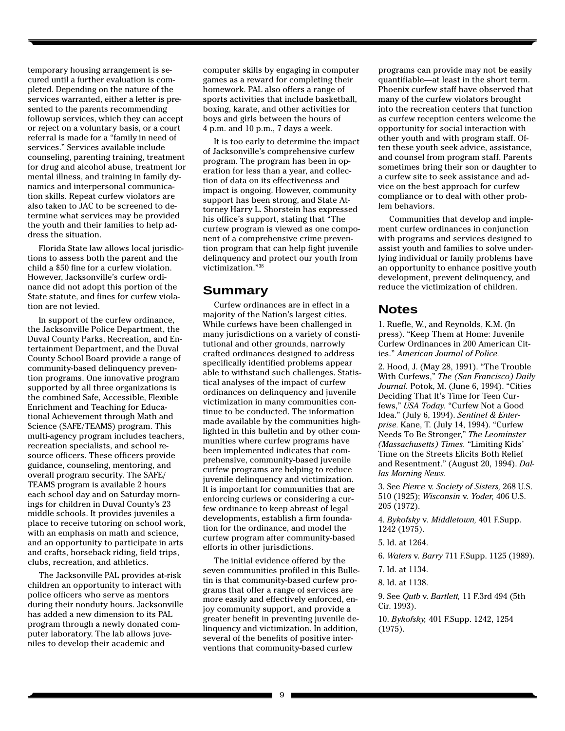temporary housing arrangement is secured until a further evaluation is completed. Depending on the nature of the services warranted, either a letter is presented to the parents recommending followup services, which they can accept or reject on a voluntary basis, or a court referral is made for a "family in need of services." Services available include counseling, parenting training, treatment for drug and alcohol abuse, treatment for mental illness, and training in family dynamics and interpersonal communication skills. Repeat curfew violators are also taken to JAC to be screened to determine what services may be provided the youth and their families to help address the situation.

Florida State law allows local jurisdictions to assess both the parent and the child a $50 fine for a curfew violation. However, Jacksonville's curfew ordinance did not adopt this portion of the State statute, and fines for curfew violation are not levied.

In support of the curfew ordinance, the Jacksonville Police Department, the Duval County Parks, Recreation, and Entertainment Department, and the Duval County School Board provide a range of community-based delinquency prevention programs. One innovative program supported by all three organizations is the combined Safe, Accessible, Flexible Enrichment and Teaching for Educational Achievement through Math and Science (SAFE/TEAMS) program. This multi-agency program includes teachers, recreation specialists, and school resource officers. These officers provide guidance, counseling, mentoring, and overall program security. The SAFE/TEAMS program is available 2 hours each school day and on Saturday mornings for children in Duval County's 23 middle schools. It provides juveniles a place to receive tutoring on school work, with an emphasis on math and science, and an opportunity to participate in arts and crafts, horseback riding, field trips, clubs, recreation, and athletics.

The Jacksonville PAL provides at-risk children an opportunity to interact with police officers who serve as mentors during their nonduty hours. Jacksonville has added a new dimension to its PAL program through a newly donated computer laboratory. The lab allows juveniles to develop their academic and computer skills by engaging in computer games as a reward for completing their homework. PAL also offers a range of sports activities that include basketball, boxing, karate, and other activities for boys and girls between the hours of 4 p.m. and 10 p.m., 7 days a week.

It is too early to determine the impact of Jacksonville's comprehensive curfew program. The program has been in operation for less than a year, and collection of data on its effectiveness and impact is ongoing. However, community support has been strong, and State Attorney Harry L. Shorstein has expressed his office's support, stating that "The curfew program is viewed as one component of a comprehensive crime prevention program that can help fight juvenile delinquency and protect our youth from victimization."[38]

## Summary

Curfew ordinances are in effect in a majority of the Nation's largest cities. While curfews have been challenged in many jurisdictions on a variety of constitutional and other grounds, narrowly crafted ordinances designed to address specifically identified problems appear able to withstand such challenges. Statistical analyses of the impact of curfew ordinances on delinquency and juvenile victimization in many communities continue to be conducted. The information made available by the communities highlighted in this bulletin and by other communities where curfew programs have been implemented indicates that comprehensive, community-based juvenile curfew programs are helping to reduce juvenile delinquency and victimization. It is important for communities that are enforcing curfews or considering a curfew ordinance to keep abreast of legal developments, establish a firm foundation for the ordinance, and model the curfew program after community-based efforts in other jurisdictions.

The initial evidence offered by the seven communities profiled in this Bulletin is that community-based curfew programs that offer a range of services are more easily and effectively enforced, enjoy community support, and provide a greater benefit in preventing juvenile delinquency and victimization. In addition, several of the benefits of positive interventions that community-based curfew programs can provide may not be easily quantifiable—at least in the short term. Phoenix curfew staff have observed that many of the curfew violators brought into the recreation centers that function as curfew reception centers welcome the opportunity for social interaction with other youth and with program staff. Often these youth seek advice, assistance, and counsel from program staff. Parents sometimes bring their son or daughter to a curfew site to seek assistance and advice on the best approach for curfew compliance or to deal with other problem behaviors.

Communities that develop and implement curfew ordinances in conjunction with programs and services designed to assist youth and families to solve underlying individual or family problems have an opportunity to enhance positive youth development, prevent delinquency, and reduce the victimization of children.

## Notes

1. Ruefle, W., and Reynolds, K.M. (In press). "Keep Them at Home: Juvenile Curfew Ordinances in 200 American Cities." *American Journal of Police.*

2. Hood, J. (May 28, 1991). "The Trouble With Curfews," *The (San Francisco) Daily Journal.* Potok, M. (June 6, 1994). "Cities Deciding That It's Time for Teen Curfews," *USA Today.* "Curfew Not a Good Idea." (July 6, 1994). *Sentinel & Enterprise.* Kane, T. (July 14, 1994). "Curfew Needs To Be Stronger," *The Leominster (Massachusetts) Times.* "Limiting Kids' Time on the Streets Elicits Both Relief and Resentment." (August 20, 1994). *Dallas Morning News.*

3. See *Pierce* v. *Society of Sisters,* 268 U.S. 510 (1925); *Wisconsin* v. *Yoder,* 406 U.S. 205 (1972).

4. *Bykofsky* v. *Middletown,* 401 F.Supp. 1242 (1975).

5. Id. at 1264.

6. *Waters* v. *Barry* 711 F.Supp. 1125 (1989).

7. Id. at 1134.

8. Id. at 1138.

9. See *Qutb* v. *Bartlett,* 11 F.3rd 494 (5th Cir. 1993).

10. *Bykofsky,* 401 F.Supp. 1242, 1254 (1975).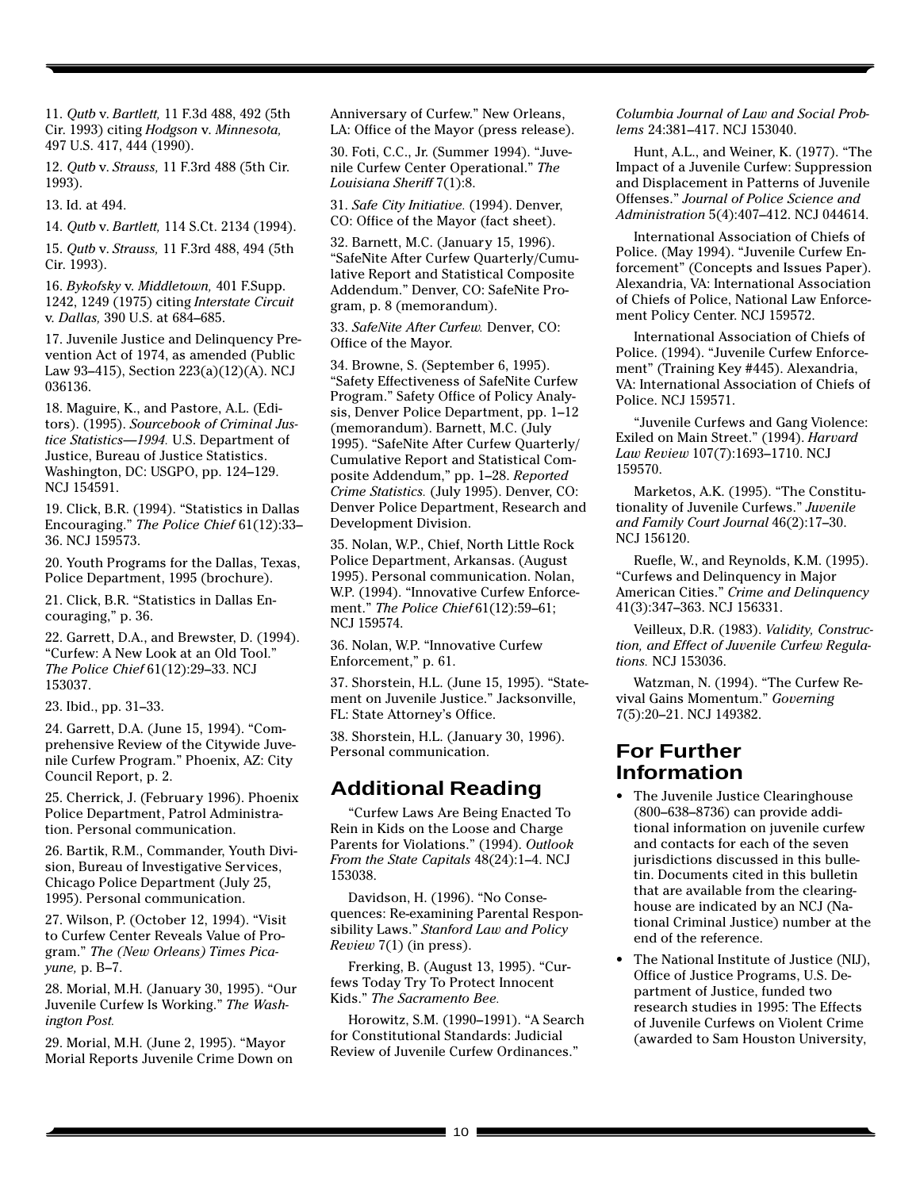11. *Qutb* v. *Bartlett,* 11 F.3d 488, 492 (5th Cir. 1993) citing *Hodgson* v. *Minnesota,* 497 U.S. 417, 444 (1990).

12. *Qutb* v. *Strauss,* 11 F.3rd 488 (5th Cir. 1993).

13. Id. at 494.

14. *Qutb* v. *Bartlett,* 114 S.Ct. 2134 (1994).

15. *Qutb* v. *Strauss,* 11 F.3rd 488, 494 (5th Cir. 1993).

16. *Bykofsky* v. *Middletown,* 401 F.Supp. 1242, 1249 (1975) citing *Interstate Circuit* v. *Dallas,* 390 U.S. at 684–685.

17. Juvenile Justice and Delinquency Prevention Act of 1974, as amended (Public Law 93–415), Section 223(a)(12)(A). NCJ 036136.

18. Maguire, K., and Pastore, A.L. (Editors). (1995). *Sourcebook of Criminal Justice Statistics—1994.* U.S. Department of Justice, Bureau of Justice Statistics. Washington, DC: USGPO, pp. 124–129. NCJ 154591.

19. Click, B.R. (1994). "Statistics in Dallas Encouraging." *The Police Chief* 61(12):33–36. NCJ 159573.

20. Youth Programs for the Dallas, Texas, Police Department, 1995 (brochure).

21. Click, B.R. "Statistics in Dallas Encouraging," p. 36.

22. Garrett, D.A., and Brewster, D. (1994). "Curfew: A New Look at an Old Tool." *The Police Chief* 61(12):29–33. NCJ 153037.

23. Ibid., pp. 31–33.

24. Garrett, D.A. (June 15, 1994). "Comprehensive Review of the Citywide Juvenile Curfew Program." Phoenix, AZ: City Council Report, p. 2.

25. Cherrick, J. (February 1996). Phoenix Police Department, Patrol Administration. Personal communication.

26. Bartik, R.M., Commander, Youth Division, Bureau of Investigative Services, Chicago Police Department (July 25, 1995). Personal communication.

27. Wilson, P. (October 12, 1994). "Visit to Curfew Center Reveals Value of Program." *The (New Orleans) Times Picayune,* p. B–7.

28. Morial, M.H. (January 30, 1995). "Our Juvenile Curfew Is Working." *The Washington Post.*

29. Morial, M.H. (June 2, 1995). "Mayor Morial Reports Juvenile Crime Down on Anniversary of Curfew." New Orleans, LA: Office of the Mayor (press release).

30. Foti, C.C., Jr. (Summer 1994). "Juvenile Curfew Center Operational." *The Louisiana Sheriff* 7(1):8.

31. *Safe City Initiative.* (1994). Denver, CO: Office of the Mayor (fact sheet).

32. Barnett, M.C. (January 15, 1996). "SafeNite After Curfew Quarterly/Cumulative Report and Statistical Composite Addendum." Denver, CO: SafeNite Program, p. 8 (memorandum).

33. *SafeNite After Curfew.* Denver, CO: Office of the Mayor.

34. Browne, S. (September 6, 1995). "Safety Effectiveness of SafeNite Curfew Program." Safety Office of Policy Analysis, Denver Police Department, pp. 1–12 (memorandum). Barnett, M.C. (July 1995). "SafeNite After Curfew Quarterly/ Cumulative Report and Statistical Composite Addendum," pp. 1–28. *Reported Crime Statistics.* (July 1995). Denver, CO: Denver Police Department, Research and Development Division.

35. Nolan, W.P., Chief, North Little Rock Police Department, Arkansas. (August 1995). Personal communication. Nolan, W.P. (1994). "Innovative Curfew Enforcement." *The Police Chief* 61(12):59–61; NCJ 159574.

36. Nolan, W.P. "Innovative Curfew Enforcement," p. 61.

37. Shorstein, H.L. (June 15, 1995). "Statement on Juvenile Justice." Jacksonville, FL: State Attorney's Office.

38. Shorstein, H.L. (January 30, 1996). Personal communication.

## Additional Reading

"Curfew Laws Are Being Enacted To Rein in Kids on the Loose and Charge Parents for Violations." (1994). *Outlook From the State Capitals* 48(24):1–4. NCJ 153038.

Davidson, H. (1996). "No Consequences: Re-examining Parental Responsibility Laws." *Stanford Law and Policy Review* 7(1) (in press).

Frerking, B. (August 13, 1995). "Curfews Today Try To Protect Innocent Kids." *The Sacramento Bee.*

Horowitz, S.M. (1990–1991). "A Search for Constitutional Standards: Judicial Review of Juvenile Curfew Ordinances." *Columbia Journal of Law and Social Problems* 24:381–417. NCJ 153040.

Hunt, A.L., and Weiner, K. (1977). "The Impact of a Juvenile Curfew: Suppression and Displacement in Patterns of Juvenile Offenses." *Journal of Police Science and Administration* 5(4):407–412. NCJ 044614.

International Association of Chiefs of Police. (May 1994). "Juvenile Curfew Enforcement" (Concepts and Issues Paper). Alexandria, VA: International Association of Chiefs of Police, National Law Enforcement Policy Center. NCJ 159572.

International Association of Chiefs of Police. (1994). "Juvenile Curfew Enforcement" (Training Key #445). Alexandria, VA: International Association of Chiefs of Police. NCJ 159571.

"Juvenile Curfews and Gang Violence: Exiled on Main Street." (1994). *Harvard Law Review* 107(7):1693–1710. NCJ 159570.

Marketos, A.K. (1995). "The Constitutionality of Juvenile Curfews." *Juvenile and Family Court Journal* 46(2):17–30. NCJ 156120.

Ruefle, W., and Reynolds, K.M. (1995). "Curfews and Delinquency in Major American Cities." *Crime and Delinquency* 41(3):347–363. NCJ 156331.

Veilleux, D.R. (1983). *Validity, Construction, and Effect of Juvenile Curfew Regulations.* NCJ 153036.

Watzman, N. (1994). "The Curfew Revival Gains Momentum." *Governing* 7(5):20–21. NCJ 149382.

## For Further Information

- The Juvenile Justice Clearinghouse (800–638–8736) can provide additional information on juvenile curfew and contacts for each of the seven jurisdictions discussed in this bulletin. Documents cited in this bulletin that are available from the clearinghouse are indicated by an NCJ (National Criminal Justice) number at the end of the reference.
- The National Institute of Justice (NIJ), Office of Justice Programs, U.S. Department of Justice, funded two research studies in 1995: The Effects of Juvenile Curfews on Violent Crime (awarded to Sam Houston University,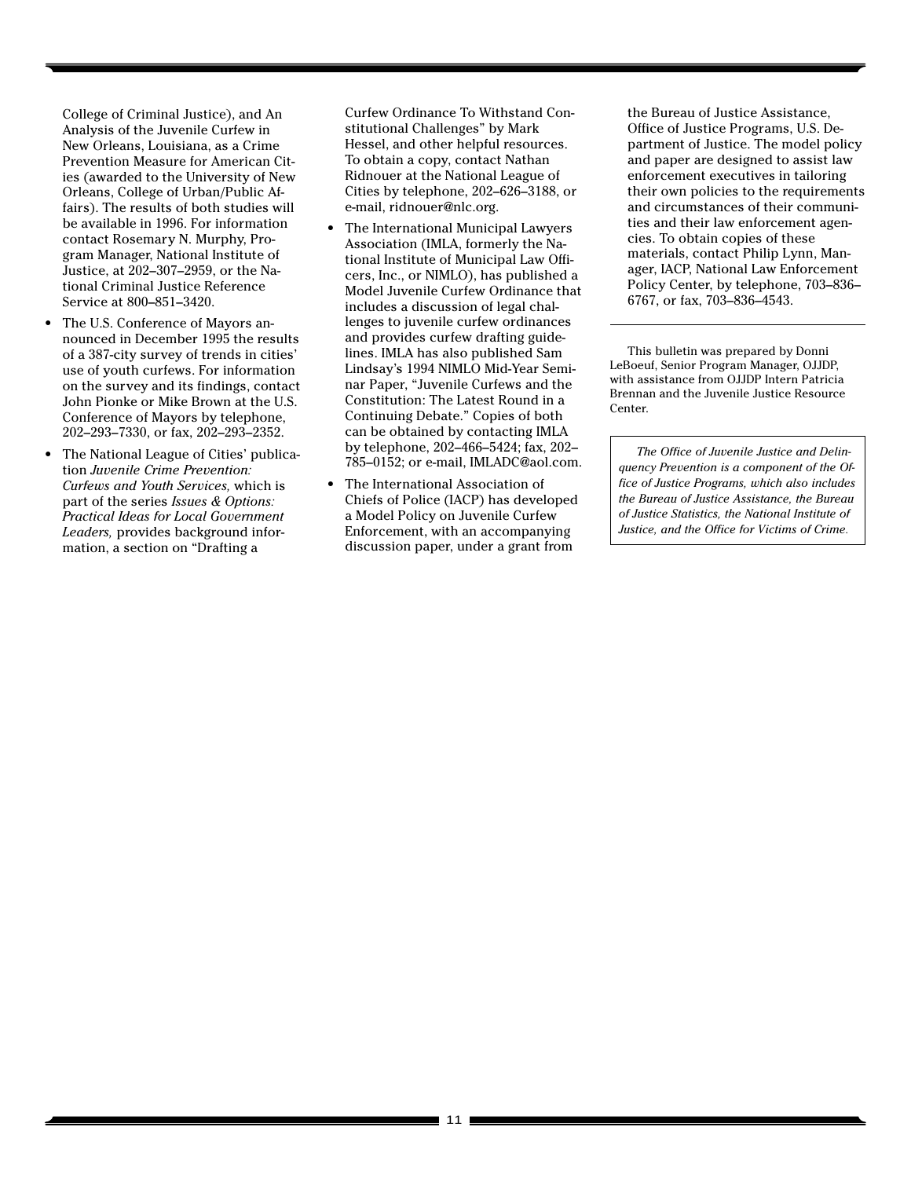College of Criminal Justice), and An Analysis of the Juvenile Curfew in New Orleans, Louisiana, as a Crime Prevention Measure for American Cities (awarded to the University of New Orleans, College of Urban/Public Affairs). The results of both studies will be available in 1996. For information contact Rosemary N. Murphy, Program Manager, National Institute of Justice, at 202–307–2959, or the National Criminal Justice Reference Service at 800–851–3420.

- The U.S. Conference of Mayors announced in December 1995 the results of a 387-city survey of trends in cities' use of youth curfews. For information on the survey and its findings, contact John Pionke or Mike Brown at the U.S. Conference of Mayors by telephone, 202–293–7330, or fax, 202–293–2352.
- The National League of Cities' publication *Juvenile Crime Prevention: Curfews and Youth Services,* which is part of the series *Issues & Options: Practical Ideas for Local Government Leaders,* provides background information, a section on "Drafting a Curfew Ordinance To Withstand Constitutional Challenges" by Mark Hessel, and other helpful resources. To obtain a copy, contact Nathan Ridnouer at the National League of Cities by telephone, 202–626–3188, or e-mail, ridnouer@nlc.org.
- The International Municipal Lawyers Association (IMLA, formerly the National Institute of Municipal Law Officers, Inc., or NIMLO), has published a Model Juvenile Curfew Ordinance that includes a discussion of legal challenges to juvenile curfew ordinances and provides curfew drafting guidelines. IMLA has also published Sam Lindsay's 1994 NIMLO Mid-Year Seminar Paper, "Juvenile Curfews and the Constitution: The Latest Round in a Continuing Debate." Copies of both can be obtained by contacting IMLA by telephone, 202–466–5424; fax, 202–785–0152; or e-mail, IMLADC@aol.com.
- The International Association of Chiefs of Police (IACP) has developed a Model Policy on Juvenile Curfew Enforcement, with an accompanying discussion paper, under a grant from the Bureau of Justice Assistance, Office of Justice Programs, U.S. Department of Justice. The model policy and paper are designed to assist law enforcement executives in tailoring their own policies to the requirements and circumstances of their communities and their law enforcement agencies. To obtain copies of these materials, contact Philip Lynn, Manager, IACP, National Law Enforcement Policy Center, by telephone, 703–836–6767, or fax, 703–836–4543.

---

This bulletin was prepared by Donni LeBoeuf, Senior Program Manager, OJJDP, with assistance from OJJDP Intern Patricia Brennan and the Juvenile Justice Resource Center.

*The Office of Juvenile Justice and Delinquency Prevention is a component of the Office of Justice Programs, which also includes the Bureau of Justice Assistance, the Bureau of Justice Statistics, the National Institute of Justice, and the Office for Victims of Crime.*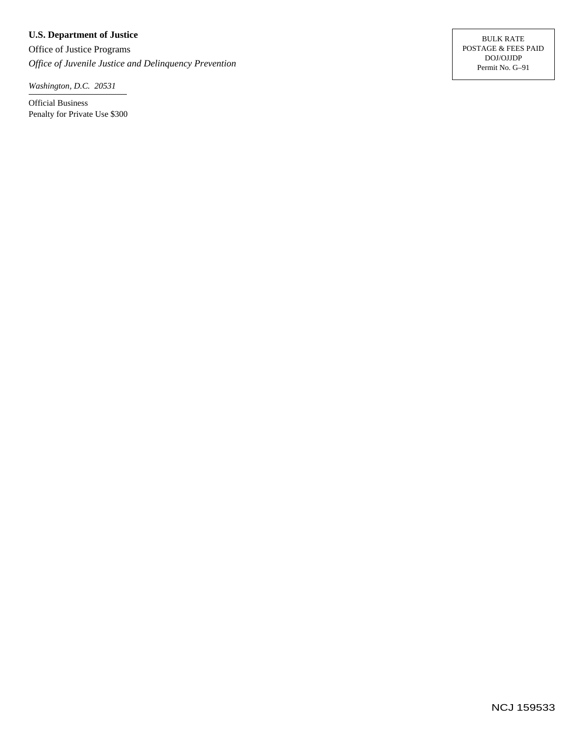**U.S. Department of Justice**

Office of Justice Programs

*Office of Juvenile Justice and Delinquency Prevention*

*Washington, D.C. 20531*

Official Business
Penalty for Private Use $300

BULK RATE
POSTAGE & FEES PAID
DOJ/OJJDP
Permit No. G–91

NCJ 159533